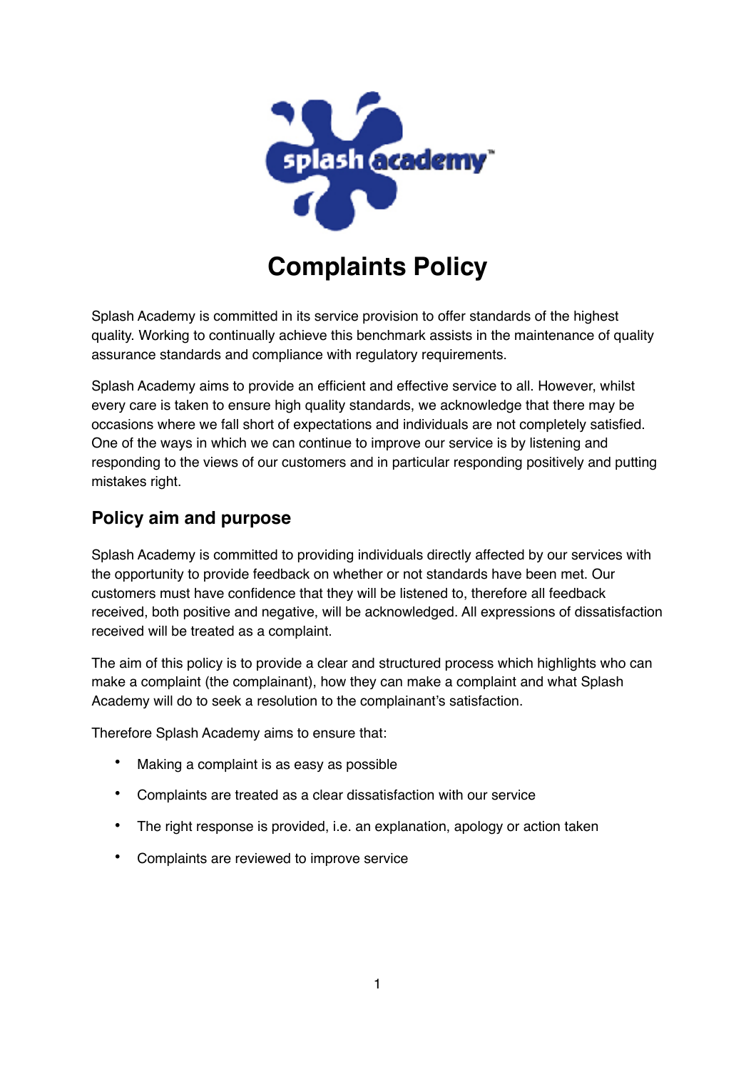# Complaints Policy

Splash Academy is committed in its service provision to offer standards of the highest quality. Working to continually achieve this benchmark assists in the maintenance of quality assurance standards and compliance with regulatory requirements.

Splash Academy aims to provide an efficient and effective service to all. However, whilst every care is taken to ensure high quality standards, we acknowledge that there may be occasions where we fall short of expectations and individuals are not completely satisfied. One of the ways in which we can continue to improve our service is by listening and responding to the views of our customers and in particular responding positively and putting mistakes right.

## Policy aim and purpose

Splash Academy is committed to providing individuals directly affected by our services with the opportunity to provide feedback on whether or not standards have been met. Our customers must have confidence that they will be listened to, therefore all feedback received, both positive and negative, will be acknowledged. All expressions of dissatisfaction received will be treated as a complaint.

The aim of this policy is to provide a clear and structured process which highlights who can make a complaint (the complainant), how they can make a complaint and what Splash Academy will do to seek a resolution to the complainant's satisfaction.

Therefore Splash Academy aims to ensure that:

- Making a complaint is as easy as possible
- Complaints are treated as a clear dissatisfaction with our service
- The right response is provided, i.e. an explanation, apology or action taken
- Complaints are reviewed to improve service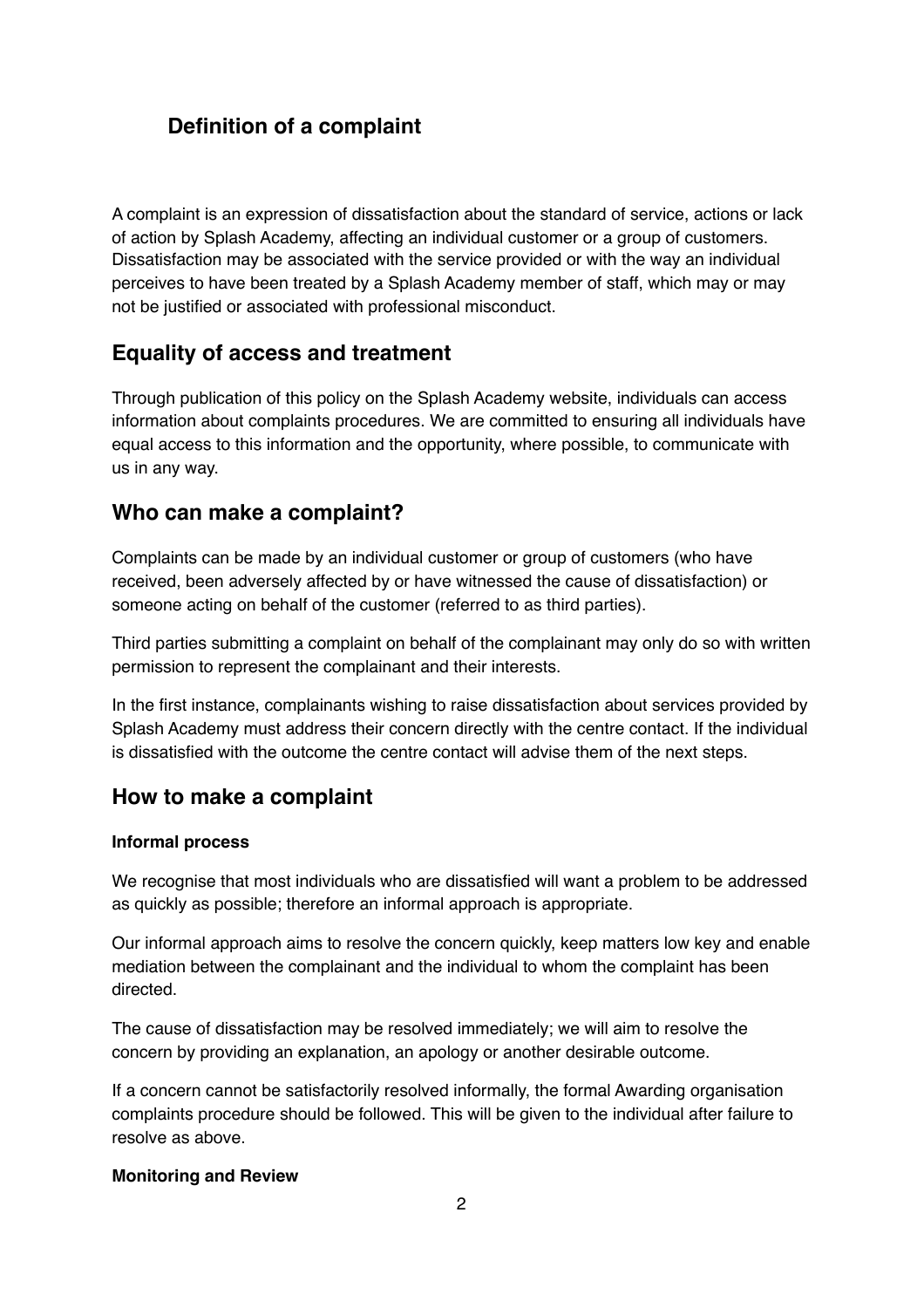## Definition of a complaint

A complaint is an expression of dissatisfaction about the standard of service, actions or lack of action by Splash Academy, affecting an individual customer or a group of customers. Dissatisfaction may be associated with the service provided or with the way an individual perceives to have been treated by a Splash Academy member of staff, which may or may not be justified or associated with professional misconduct.

## Equality of access and treatment

Through publication of this policy on the Splash Academy website, individuals can access information about complaints procedures. We are committed to ensuring all individuals have equal access to this information and the opportunity, where possible, to communicate with us in any way.

## Who can make a complaint?

Complaints can be made by an individual customer or group of customers (who have received, been adversely affected by or have witnessed the cause of dissatisfaction) or someone acting on behalf of the customer (referred to as third parties).

Third parties submitting a complaint on behalf of the complainant may only do so with written permission to represent the complainant and their interests.

In the first instance, complainants wishing to raise dissatisfaction about services provided by Splash Academy must address their concern directly with the centre contact. If the individual is dissatisfied with the outcome the centre contact will advise them of the next steps.

## How to make a complaint

#### Informal process

We recognise that most individuals who are dissatisfied will want a problem to be addressed as quickly as possible; therefore an informal approach is appropriate.

Our informal approach aims to resolve the concern quickly, keep matters low key and enable mediation between the complainant and the individual to whom the complaint has been directed.

The cause of dissatisfaction may be resolved immediately; we will aim to resolve the concern by providing an explanation, an apology or another desirable outcome.

If a concern cannot be satisfactorily resolved informally, the formal Awarding organisation complaints procedure should be followed. This will be given to the individual after failure to resolve as above.

#### Monitoring and Review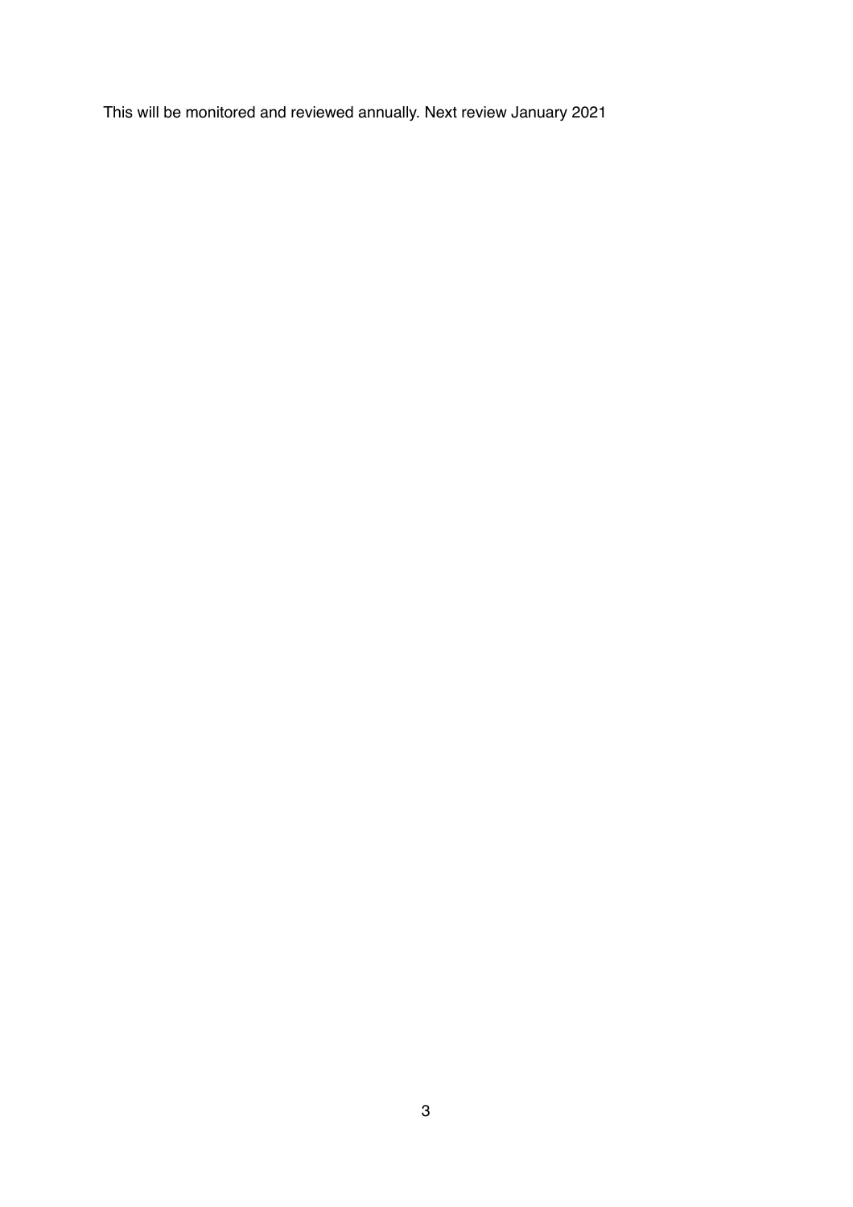This will be monitored and reviewed annually. Next review January 2021